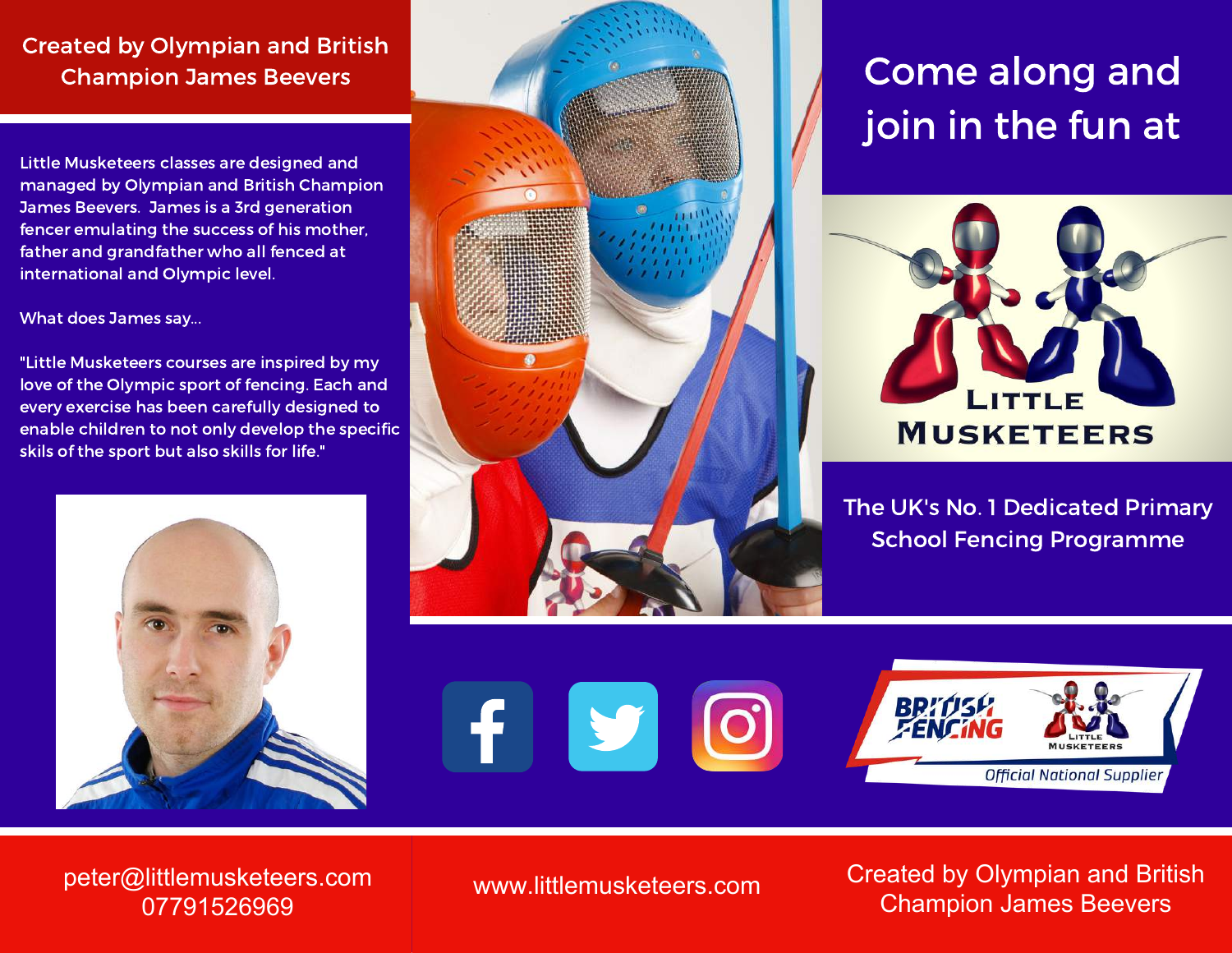## Created by Olympian and British Champion James Beevers

Little Musketeers classes are designed and managed by Olympian and British Champion James Beevers. James is a 3rd generation fencer emulating the success of his mother, father and grandfather who all fenced at international and Olympic level.

What does James say...

"Little Musketeers courses are inspired by my love of the Olympic sport of fencing. Each and every exercise has been carefully designed to enable children to not only develop the specific skils of the sport but also skills for life."

# Come along and join in the fun at

LITTLE MUSKETEERS

## The UK's No. 1 Dedicated Primary School Fencing Programme

BRITISH FENCING — LITTLE MUSKETEERS — Official National Supplier

peter@littlemusketeers.com
07791526969

www.littlemusketeers.com

Created by Olympian and British Champion James Beevers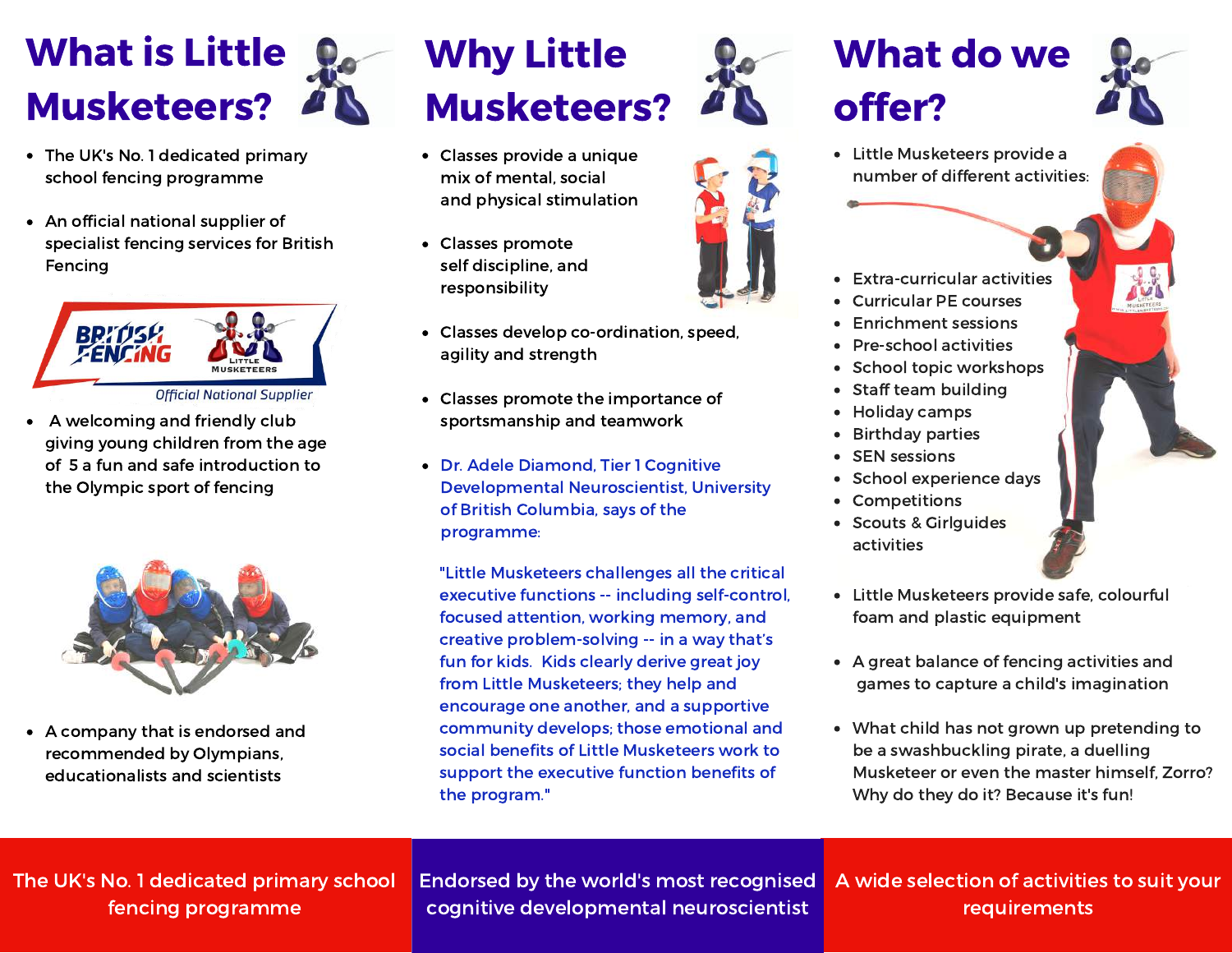## What is Little Musketeers?

- The UK's No. 1 dedicated primary school fencing programme
- An official national supplier of specialist fencing services for British Fencing

British Fencing — Little Musketeers — Official National Supplier

- A welcoming and friendly club giving young children from the age of 5 a fun and safe introduction to the Olympic sport of fencing
- A company that is endorsed and recommended by Olympians, educationalists and scientists

## Why Little Musketeers?

- Classes provide a unique mix of mental, social and physical stimulation
- Classes promote self discipline, and responsibility
- Classes develop co-ordination, speed, agility and strength
- Classes promote the importance of sportsmanship and teamwork
- Dr. Adele Diamond, Tier 1 Cognitive Developmental Neuroscientist, University of British Columbia, says of the programme:

"Little Musketeers challenges all the critical executive functions -- including self-control, focused attention, working memory, and creative problem-solving -- in a way that's fun for kids. Kids clearly derive great joy from Little Musketeers; they help and encourage one another, and a supportive community develops; those emotional and social benefits of Little Musketeers work to support the executive function benefits of the program."

## What do we offer?

- Little Musketeers provide a number of different activities:

- Extra-curricular activities
- Curricular PE courses
- Enrichment sessions
- Pre-school activities
- School topic workshops
- Staff team building
- Holiday camps
- Birthday parties
- SEN sessions
- School experience days
- Competitions
- Scouts & Girlguides activities

- Little Musketeers provide safe, colourful foam and plastic equipment
- A great balance of fencing activities and games to capture a child's imagination
- What child has not grown up pretending to be a swashbuckling pirate, a duelling Musketeer or even the master himself, Zorro? Why do they do it? Because it's fun!

The UK's No. 1 dedicated primary school fencing programme

Endorsed by the world's most recognised cognitive developmental neuroscientist

A wide selection of activities to suit your requirements